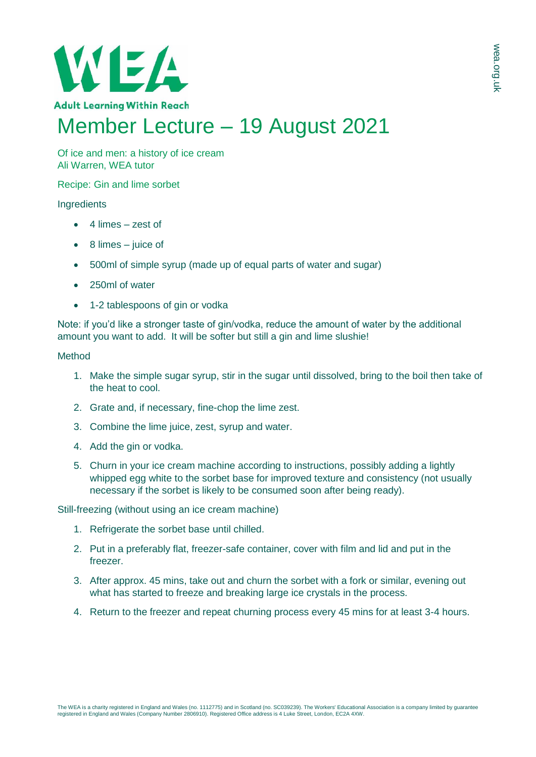WEA

Adult Learning Within Reach

# Member Lecture – 19 August 2021

Of ice and men: a history of ice cream
Ali Warren, WEA tutor

## Recipe: Gin and lime sorbet

### Ingredients

- 4 limes – zest of
- 8 limes – juice of
- 500ml of simple syrup (made up of equal parts of water and sugar)
- 250ml of water
- 1-2 tablespoons of gin or vodka

Note: if you'd like a stronger taste of gin/vodka, reduce the amount of water by the additional amount you want to add. It will be softer but still a gin and lime slushie!

### Method

1. Make the simple sugar syrup, stir in the sugar until dissolved, bring to the boil then take of the heat to cool.
2. Grate and, if necessary, fine-chop the lime zest.
3. Combine the lime juice, zest, syrup and water.
4. Add the gin or vodka.
5. Churn in your ice cream machine according to instructions, possibly adding a lightly whipped egg white to the sorbet base for improved texture and consistency (not usually necessary if the sorbet is likely to be consumed soon after being ready).

### Still-freezing (without using an ice cream machine)

1. Refrigerate the sorbet base until chilled.
2. Put in a preferably flat, freezer-safe container, cover with film and lid and put in the freezer.
3. After approx. 45 mins, take out and churn the sorbet with a fork or similar, evening out what has started to freeze and breaking large ice crystals in the process.
4. Return to the freezer and repeat churning process every 45 mins for at least 3-4 hours.

The WEA is a charity registered in England and Wales (no. 1112775) and in Scotland (no. SC039239). The Workers' Educational Association is a company limited by guarantee registered in England and Wales (Company Number 2806910). Registered Office address is 4 Luke Street, London, EC2A 4XW.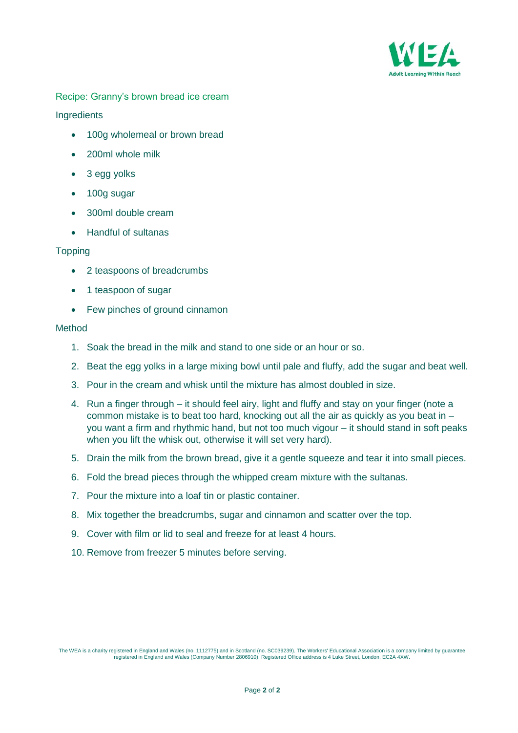## Recipe: Granny's brown bread ice cream

### Ingredients

- 100g wholemeal or brown bread
- 200ml whole milk
- 3 egg yolks
- 100g sugar
- 300ml double cream
- Handful of sultanas

### Topping

- 2 teaspoons of breadcrumbs
- 1 teaspoon of sugar
- Few pinches of ground cinnamon

### Method

1. Soak the bread in the milk and stand to one side or an hour or so.
2. Beat the egg yolks in a large mixing bowl until pale and fluffy, add the sugar and beat well.
3. Pour in the cream and whisk until the mixture has almost doubled in size.
4. Run a finger through – it should feel airy, light and fluffy and stay on your finger (note a common mistake is to beat too hard, knocking out all the air as quickly as you beat in – you want a firm and rhythmic hand, but not too much vigour – it should stand in soft peaks when you lift the whisk out, otherwise it will set very hard).
5. Drain the milk from the brown bread, give it a gentle squeeze and tear it into small pieces.
6. Fold the bread pieces through the whipped cream mixture with the sultanas.
7. Pour the mixture into a loaf tin or plastic container.
8. Mix together the breadcrumbs, sugar and cinnamon and scatter over the top.
9. Cover with film or lid to seal and freeze for at least 4 hours.
10. Remove from freezer 5 minutes before serving.

The WEA is a charity registered in England and Wales (no. 1112775) and in Scotland (no. SC039239). The Workers' Educational Association is a company limited by guarantee registered in England and Wales (Company Number 2806910). Registered Office address is 4 Luke Street, London, EC2A 4XW.